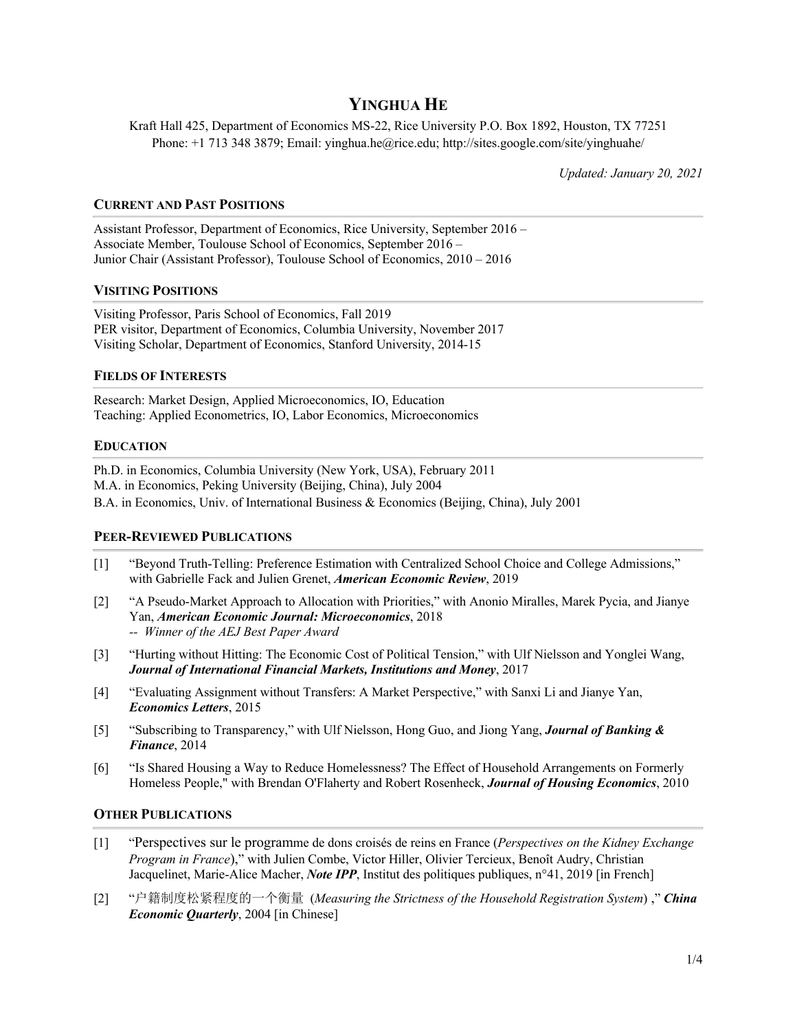# YINGHUA HE

Kraft Hall 425, Department of Economics MS-22, Rice University P.O. Box 1892, Houston, TX 77251
Phone: +1 713 348 3879; Email: yinghua.he@rice.edu; http://sites.google.com/site/yinghuahe/

*Updated: January 20, 2021*

## CURRENT AND PAST POSITIONS

Assistant Professor, Department of Economics, Rice University, September 2016 –
Associate Member, Toulouse School of Economics, September 2016 –
Junior Chair (Assistant Professor), Toulouse School of Economics, 2010 – 2016

## VISITING POSITIONS

Visiting Professor, Paris School of Economics, Fall 2019
PER visitor, Department of Economics, Columbia University, November 2017
Visiting Scholar, Department of Economics, Stanford University, 2014-15

## FIELDS OF INTERESTS

Research: Market Design, Applied Microeconomics, IO, Education
Teaching: Applied Econometrics, IO, Labor Economics, Microeconomics

## EDUCATION

Ph.D. in Economics, Columbia University (New York, USA), February 2011
M.A. in Economics, Peking University (Beijing, China), July 2004
B.A. in Economics, Univ. of International Business & Economics (Beijing, China), July 2001

## PEER-REVIEWED PUBLICATIONS

[1] "Beyond Truth-Telling: Preference Estimation with Centralized School Choice and College Admissions," with Gabrielle Fack and Julien Grenet, ***American Economic Review***, 2019

[2] "A Pseudo-Market Approach to Allocation with Priorities," with Anonio Miralles, Marek Pycia, and Jianye Yan, ***American Economic Journal: Microeconomics***, 2018
-- *Winner of the AEJ Best Paper Award*

[3] "Hurting without Hitting: The Economic Cost of Political Tension," with Ulf Nielsson and Yonglei Wang, ***Journal of International Financial Markets, Institutions and Money***, 2017

[4] "Evaluating Assignment without Transfers: A Market Perspective," with Sanxi Li and Jianye Yan, ***Economics Letters***, 2015

[5] "Subscribing to Transparency," with Ulf Nielsson, Hong Guo, and Jiong Yang, ***Journal of Banking & Finance***, 2014

[6] "Is Shared Housing a Way to Reduce Homelessness? The Effect of Household Arrangements on Formerly Homeless People," with Brendan O'Flaherty and Robert Rosenheck, ***Journal of Housing Economics***, 2010

## OTHER PUBLICATIONS

[1] "Perspectives sur le programme de dons croisés de reins en France (*Perspectives on the Kidney Exchange Program in France*)," with Julien Combe, Victor Hiller, Olivier Tercieux, Benoît Audry, Christian Jacquelinet, Marie-Alice Macher, ***Note IPP***, Institut des politiques publiques, n°41, 2019 [in French]

[2] "户籍制度松紧程度的一个衡量 (*Measuring the Strictness of the Household Registration System*) ," ***China Economic Quarterly***, 2004 [in Chinese]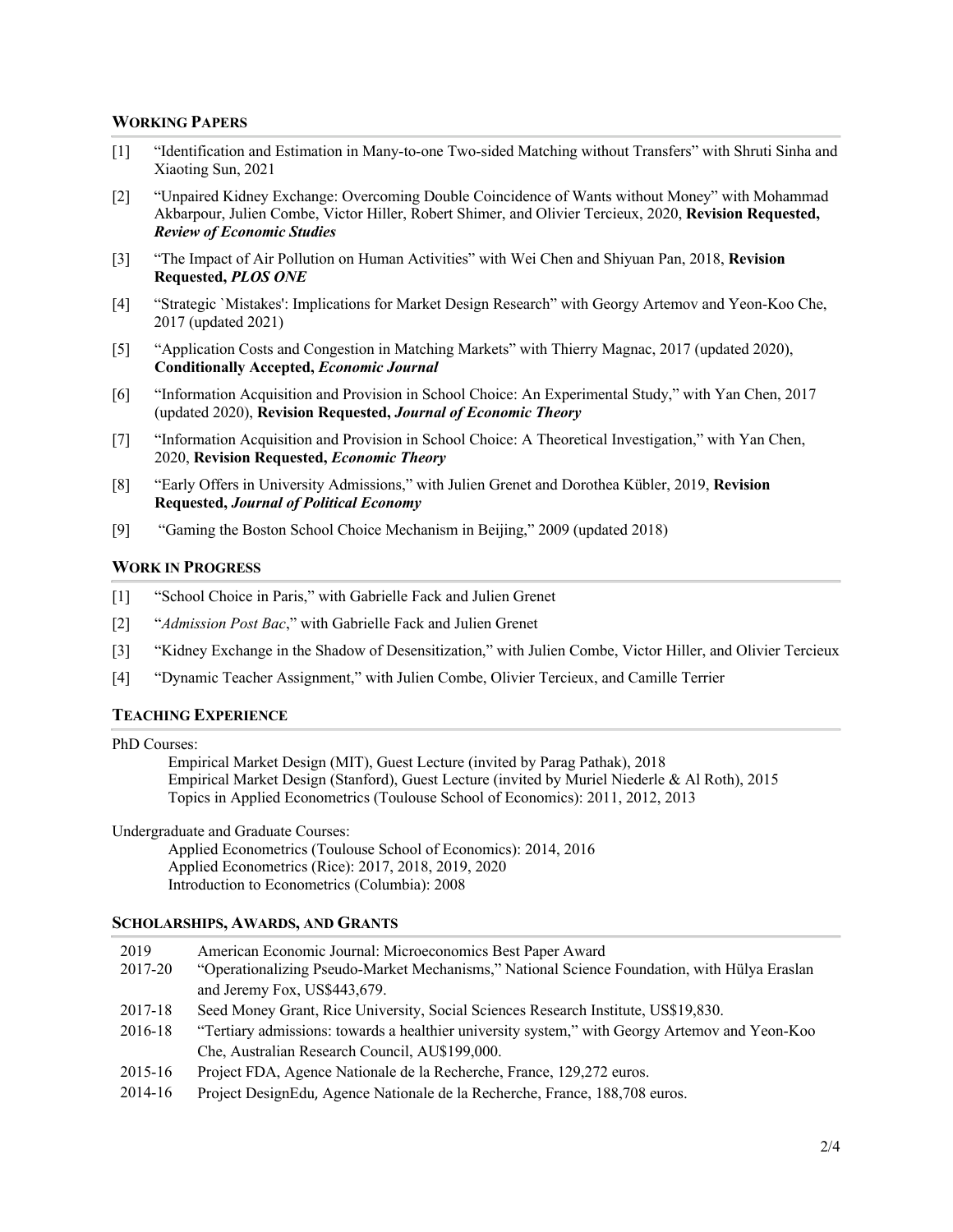## WORKING PAPERS

[1] "Identification and Estimation in Many-to-one Two-sided Matching without Transfers" with Shruti Sinha and Xiaoting Sun, 2021

[2] "Unpaired Kidney Exchange: Overcoming Double Coincidence of Wants without Money" with Mohammad Akbarpour, Julien Combe, Victor Hiller, Robert Shimer, and Olivier Tercieux, 2020, **Revision Requested, *Review of Economic Studies***

[3] "The Impact of Air Pollution on Human Activities" with Wei Chen and Shiyuan Pan, 2018, **Revision Requested, *PLOS ONE***

[4] "Strategic `Mistakes': Implications for Market Design Research" with Georgy Artemov and Yeon-Koo Che, 2017 (updated 2021)

[5] "Application Costs and Congestion in Matching Markets" with Thierry Magnac, 2017 (updated 2020), **Conditionally Accepted, *Economic Journal***

[6] "Information Acquisition and Provision in School Choice: An Experimental Study," with Yan Chen, 2017 (updated 2020), **Revision Requested, *Journal of Economic Theory***

[7] "Information Acquisition and Provision in School Choice: A Theoretical Investigation," with Yan Chen, 2020, **Revision Requested, *Economic Theory***

[8] "Early Offers in University Admissions," with Julien Grenet and Dorothea Kübler, 2019, **Revision Requested, *Journal of Political Economy***

[9] "Gaming the Boston School Choice Mechanism in Beijing," 2009 (updated 2018)

## WORK IN PROGRESS

[1] "School Choice in Paris," with Gabrielle Fack and Julien Grenet

[2] "*Admission Post Bac*," with Gabrielle Fack and Julien Grenet

[3] "Kidney Exchange in the Shadow of Desensitization," with Julien Combe, Victor Hiller, and Olivier Tercieux

[4] "Dynamic Teacher Assignment," with Julien Combe, Olivier Tercieux, and Camille Terrier

## TEACHING EXPERIENCE

PhD Courses:

- Empirical Market Design (MIT), Guest Lecture (invited by Parag Pathak), 2018
- Empirical Market Design (Stanford), Guest Lecture (invited by Muriel Niederle & Al Roth), 2015
- Topics in Applied Econometrics (Toulouse School of Economics): 2011, 2012, 2013

Undergraduate and Graduate Courses:

- Applied Econometrics (Toulouse School of Economics): 2014, 2016
- Applied Econometrics (Rice): 2017, 2018, 2019, 2020
- Introduction to Econometrics (Columbia): 2008

## SCHOLARSHIPS, AWARDS, AND GRANTS

| | |
|---|---|
| 2019 | American Economic Journal: Microeconomics Best Paper Award |
| 2017-20 | "Operationalizing Pseudo-Market Mechanisms," National Science Foundation, with Hülya Eraslan and Jeremy Fox, US$443,679. |
| 2017-18 | Seed Money Grant, Rice University, Social Sciences Research Institute, US$19,830. |
| 2016-18 | "Tertiary admissions: towards a healthier university system," with Georgy Artemov and Yeon-Koo Che, Australian Research Council, AU$199,000. |
| 2015-16 | Project FDA, Agence Nationale de la Recherche, France, 129,272 euros. |
| 2014-16 | Project DesignEdu, Agence Nationale de la Recherche, France, 188,708 euros. |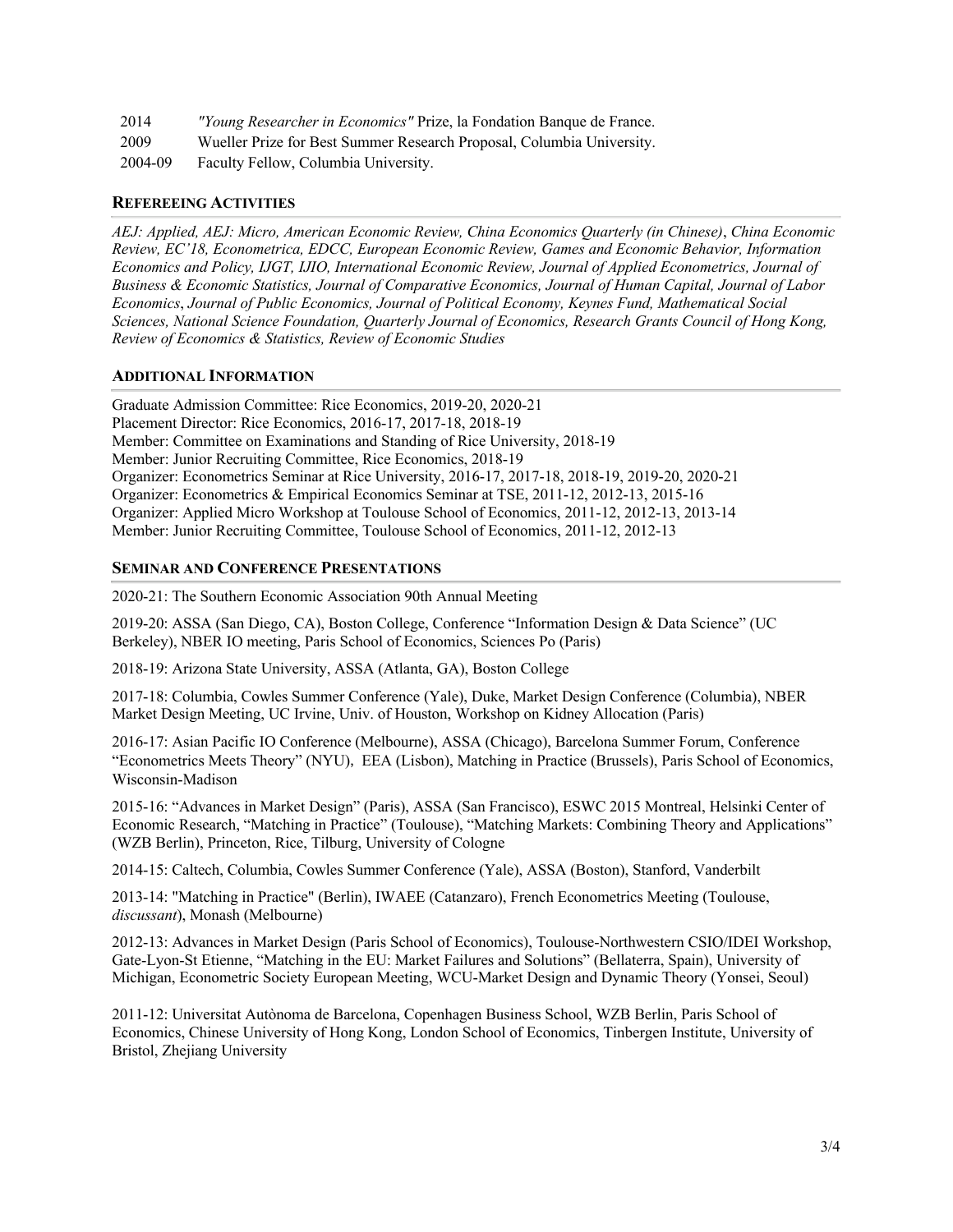| | |
|---|---|
| 2014 | *"Young Researcher in Economics"* Prize, la Fondation Banque de France. |
| 2009 | Wueller Prize for Best Summer Research Proposal, Columbia University. |
| 2004-09 | Faculty Fellow, Columbia University. |

## REFEREEING ACTIVITIES

*AEJ: Applied, AEJ: Micro, American Economic Review, China Economics Quarterly (in Chinese)*, *China Economic Review, EC'18, Econometrica, EDCC, European Economic Review, Games and Economic Behavior, Information Economics and Policy, IJGT, IJIO, International Economic Review, Journal of Applied Econometrics, Journal of Business & Economic Statistics, Journal of Comparative Economics, Journal of Human Capital, Journal of Labor Economics*, *Journal of Public Economics, Journal of Political Economy, Keynes Fund, Mathematical Social Sciences, National Science Foundation, Quarterly Journal of Economics, Research Grants Council of Hong Kong, Review of Economics & Statistics, Review of Economic Studies*

## ADDITIONAL INFORMATION

Graduate Admission Committee: Rice Economics, 2019-20, 2020-21
Placement Director: Rice Economics, 2016-17, 2017-18, 2018-19
Member: Committee on Examinations and Standing of Rice University, 2018-19
Member: Junior Recruiting Committee, Rice Economics, 2018-19
Organizer: Econometrics Seminar at Rice University, 2016-17, 2017-18, 2018-19, 2019-20, 2020-21
Organizer: Econometrics & Empirical Economics Seminar at TSE, 2011-12, 2012-13, 2015-16
Organizer: Applied Micro Workshop at Toulouse School of Economics, 2011-12, 2012-13, 2013-14
Member: Junior Recruiting Committee, Toulouse School of Economics, 2011-12, 2012-13

## SEMINAR AND CONFERENCE PRESENTATIONS

2020-21: The Southern Economic Association 90th Annual Meeting

2019-20: ASSA (San Diego, CA), Boston College, Conference "Information Design & Data Science" (UC Berkeley), NBER IO meeting, Paris School of Economics, Sciences Po (Paris)

2018-19: Arizona State University, ASSA (Atlanta, GA), Boston College

2017-18: Columbia, Cowles Summer Conference (Yale), Duke, Market Design Conference (Columbia), NBER Market Design Meeting, UC Irvine, Univ. of Houston, Workshop on Kidney Allocation (Paris)

2016-17: Asian Pacific IO Conference (Melbourne), ASSA (Chicago), Barcelona Summer Forum, Conference "Econometrics Meets Theory" (NYU), EEA (Lisbon), Matching in Practice (Brussels), Paris School of Economics, Wisconsin-Madison

2015-16: "Advances in Market Design" (Paris), ASSA (San Francisco), ESWC 2015 Montreal, Helsinki Center of Economic Research, "Matching in Practice" (Toulouse), "Matching Markets: Combining Theory and Applications" (WZB Berlin), Princeton, Rice, Tilburg, University of Cologne

2014-15: Caltech, Columbia, Cowles Summer Conference (Yale), ASSA (Boston), Stanford, Vanderbilt

2013-14: "Matching in Practice" (Berlin), IWAEE (Catanzaro), French Econometrics Meeting (Toulouse, *discussant*), Monash (Melbourne)

2012-13: Advances in Market Design (Paris School of Economics), Toulouse-Northwestern CSIO/IDEI Workshop, Gate-Lyon-St Etienne, "Matching in the EU: Market Failures and Solutions" (Bellaterra, Spain), University of Michigan, Econometric Society European Meeting, WCU-Market Design and Dynamic Theory (Yonsei, Seoul)

2011-12: Universitat Autònoma de Barcelona, Copenhagen Business School, WZB Berlin, Paris School of Economics, Chinese University of Hong Kong, London School of Economics, Tinbergen Institute, University of Bristol, Zhejiang University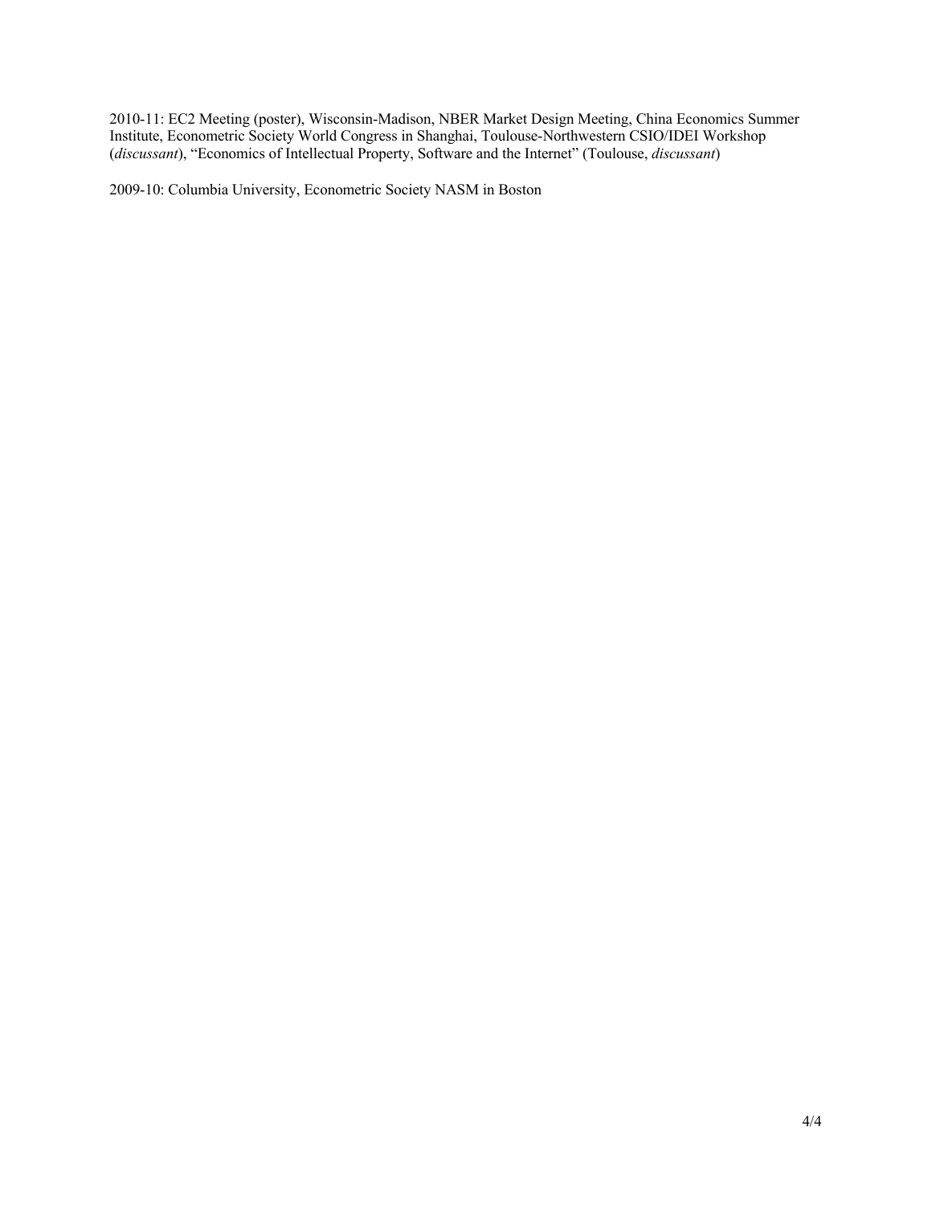2010-11: EC2 Meeting (poster), Wisconsin-Madison, NBER Market Design Meeting, China Economics Summer Institute, Econometric Society World Congress in Shanghai, Toulouse-Northwestern CSIO/IDEI Workshop (*discussant*), "Economics of Intellectual Property, Software and the Internet" (Toulouse, *discussant*)

2009-10: Columbia University, Econometric Society NASM in Boston